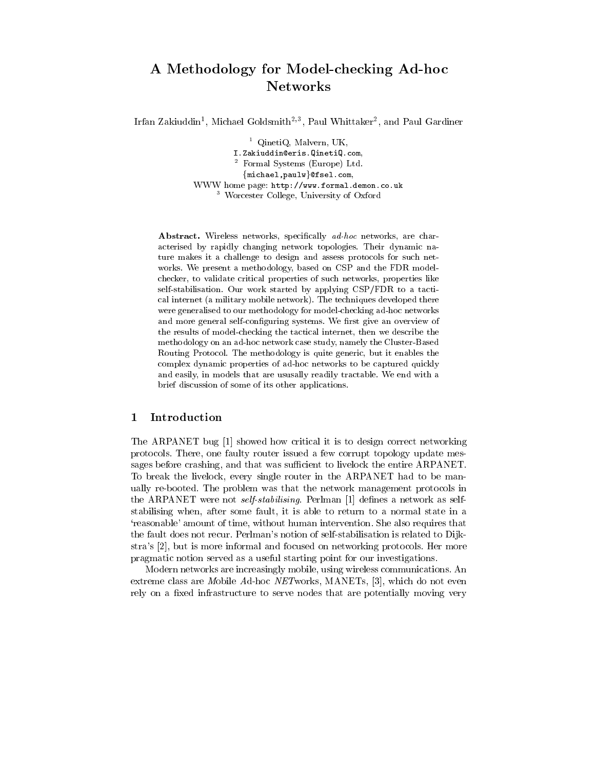# A Methodology for Model-checking Ad-hoc Networks

Irfan Zakiuddin[1], Michael Goldsmith[2,3], Paul Whittaker[2], and Paul Gardiner

[1] QinetiQ, Malvern, UK,
I.Zakiuddin@eris.QinetiQ.com,
[2] Formal Systems (Europe) Ltd.
{michael,paulw}@fsel.com,
WWW home page: http://www.formal.demon.co.uk
[3] Worcester College, University of Oxford

**Abstract.** Wireless networks, specifically *ad-hoc* networks, are characterised by rapidly changing network topologies. Their dynamic nature makes it a challenge to design and assess protocols for such networks. We present a methodology, based on CSP and the FDR model-checker, to validate critical properties of such networks, properties like self-stabilisation. Our work started by applying CSP/FDR to a tactical internet (a military mobile network). The techniques developed there were generalised to our methodology for model-checking ad-hoc networks and more general self-configuring systems. We first give an overview of the results of model-checking the tactical internet, then we describe the methodology on an ad-hoc network case study, namely the Cluster-Based Routing Protocol. The methodology is quite generic, but it enables the complex dynamic properties of ad-hoc networks to be captured quickly and easily, in models that are ususally readily tractable. We end with a brief discussion of some of its other applications.

## 1 Introduction

The ARPANET bug [1] showed how critical it is to design correct networking protocols. There, one faulty router issued a few corrupt topology update messages before crashing, and that was sufficient to livelock the entire ARPANET. To break the livelock, every single router in the ARPANET had to be manually re-booted. The problem was that the network management protocols in the ARPANET were not *self-stabilising*. Perlman [1] defines a network as self-stabilising when, after some fault, it is able to return to a normal state in a 'reasonable' amount of time, without human intervention. She also requires that the fault does not recur. Perlman's notion of self-stabilisation is related to Dijkstra's [2], but is more informal and focused on networking protocols. Her more pragmatic notion served as a useful starting point for our investigations.

Modern networks are increasingly mobile, using wireless communications. An extreme class are *M*obile *A*d-hoc *NET*works, MANETs, [3], which do not even rely on a fixed infrastructure to serve nodes that are potentially moving very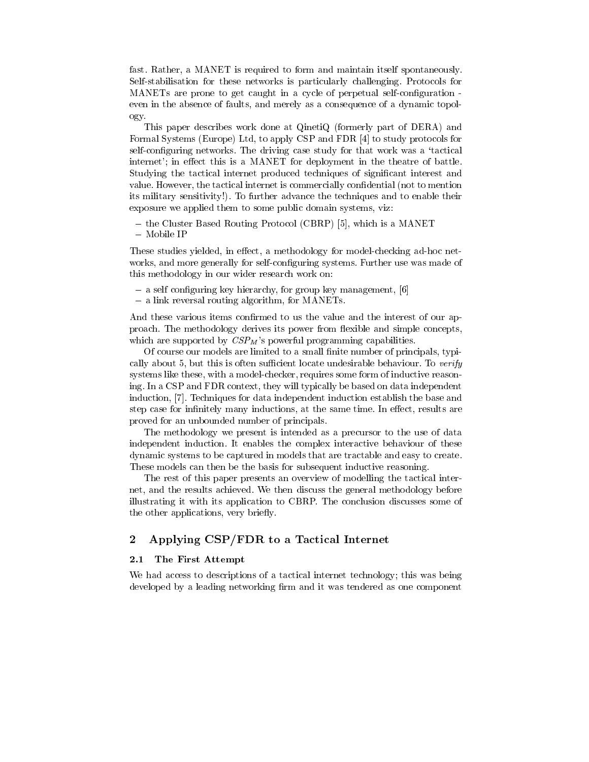fast. Rather, a MANET is required to form and maintain itself spontaneously. Self-stabilisation for these networks is particularly challenging. Protocols for MANETs are prone to get caught in a cycle of perpetual self-configuration - even in the absence of faults, and merely as a consequence of a dynamic topology.

This paper describes work done at QinetiQ (formerly part of DERA) and Formal Systems (Europe) Ltd, to apply CSP and FDR [4] to study protocols for self-configuring networks. The driving case study for that work was a 'tactical internet'; in effect this is a MANET for deployment in the theatre of battle. Studying the tactical internet produced techniques of significant interest and value. However, the tactical internet is commercially confidential (not to mention its military sensitivity!). To further advance the techniques and to enable their exposure we applied them to some public domain systems, viz:

- the Cluster Based Routing Protocol (CBRP) [5], which is a MANET
- Mobile IP

These studies yielded, in effect, a methodology for model-checking ad-hoc networks, and more generally for self-configuring systems. Further use was made of this methodology in our wider research work on:

- a self configuring key hierarchy, for group key management, [6]
- a link reversal routing algorithm, for MANETs.

And these various items confirmed to us the value and the interest of our approach. The methodology derives its power from flexible and simple concepts, which are supported by $CSP_M$'s powerful programming capabilities.

Of course our models are limited to a small finite number of principals, typically about 5, but this is often sufficient locate undesirable behaviour. To *verify* systems like these, with a model-checker, requires some form of inductive reasoning. In a CSP and FDR context, they will typically be based on data independent induction, [7]. Techniques for data independent induction establish the base and step case for infinitely many inductions, at the same time. In effect, results are proved for an unbounded number of principals.

The methodology we present is intended as a precursor to the use of data independent induction. It enables the complex interactive behaviour of these dynamic systems to be captured in models that are tractable and easy to create. These models can then be the basis for subsequent inductive reasoning.

The rest of this paper presents an overview of modelling the tactical internet, and the results achieved. We then discuss the general methodology before illustrating it with its application to CBRP. The conclusion discusses some of the other applications, very briefly.

## 2 Applying CSP/FDR to a Tactical Internet

### 2.1 The First Attempt

We had access to descriptions of a tactical internet technology; this was being developed by a leading networking firm and it was tendered as one component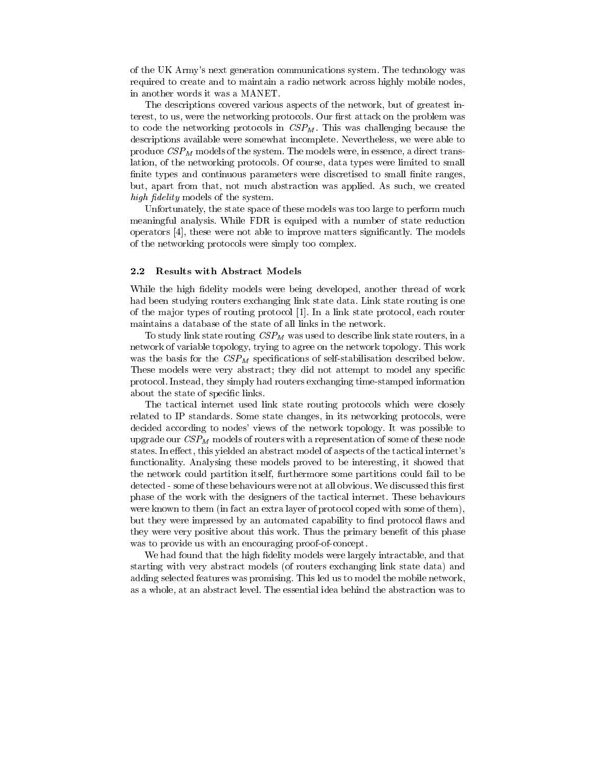of the UK Army's next generation communications system. The technology was required to create and to maintain a radio network across highly mobile nodes, in another words it was a MANET.

The descriptions covered various aspects of the network, but of greatest interest, to us, were the networking protocols. Our first attack on the problem was to code the networking protocols in $CSP_M$. This was challenging because the descriptions available were somewhat incomplete. Nevertheless, we were able to produce $CSP_M$ models of the system. The models were, in essence, a direct translation, of the networking protocols. Of course, data types were limited to small finite types and continuous parameters were discretised to small finite ranges, but, apart from that, not much abstraction was applied. As such, we created *high fidelity* models of the system.

Unfortunately, the state space of these models was too large to perform much meaningful analysis. While FDR is equiped with a number of state reduction operators [4], these were not able to improve matters significantly. The models of the networking protocols were simply too complex.

### 2.2 Results with Abstract Models

While the high fidelity models were being developed, another thread of work had been studying routers exchanging link state data. Link state routing is one of the major types of routing protocol [1]. In a link state protocol, each router maintains a database of the state of all links in the network.

To study link state routing $CSP_M$ was used to describe link state routers, in a network of variable topology, trying to agree on the network topology. This work was the basis for the $CSP_M$ specifications of self-stabilisation described below. These models were very abstract; they did not attempt to model any specific protocol. Instead, they simply had routers exchanging time-stamped information about the state of specific links.

The tactical internet used link state routing protocols which were closely related to IP standards. Some state changes, in its networking protocols, were decided according to nodes' views of the network topology. It was possible to upgrade our $CSP_M$ models of routers with a representation of some of these node states. In effect, this yielded an abstract model of aspects of the tactical internet's functionality. Analysing these models proved to be interesting, it showed that the network could partition itself, furthermore some partitions could fail to be detected - some of these behaviours were not at all obvious. We discussed this first phase of the work with the designers of the tactical internet. These behaviours were known to them (in fact an extra layer of protocol coped with some of them), but they were impressed by an automated capability to find protocol flaws and they were very positive about this work. Thus the primary benefit of this phase was to provide us with an encouraging proof-of-concept.

We had found that the high fidelity models were largely intractable, and that starting with very abstract models (of routers exchanging link state data) and adding selected features was promising. This led us to model the mobile network, as a whole, at an abstract level. The essential idea behind the abstraction was to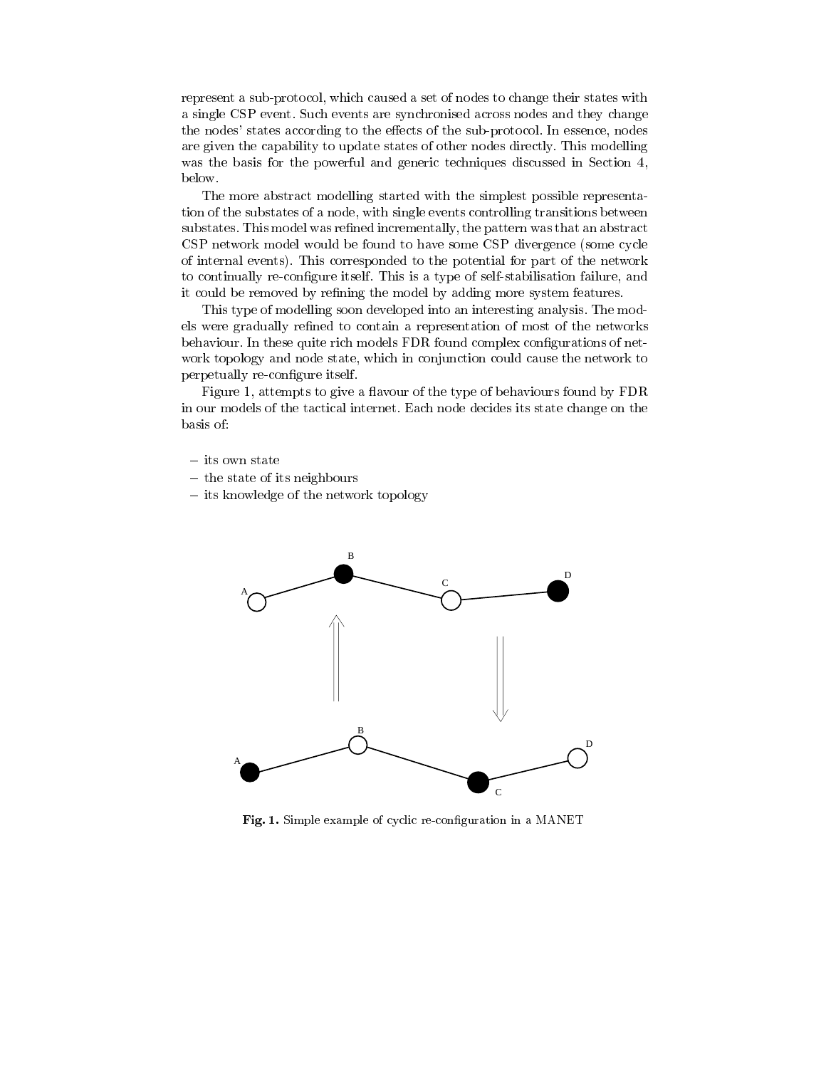represent a sub-protocol, which caused a set of nodes to change their states with a single CSP event. Such events are synchronised across nodes and they change the nodes' states according to the effects of the sub-protocol. In essence, nodes are given the capability to update states of other nodes directly. This modelling was the basis for the powerful and generic techniques discussed in Section 4, below.

The more abstract modelling started with the simplest possible representation of the substates of a node, with single events controlling transitions between substates. This model was refined incrementally, the pattern was that an abstract CSP network model would be found to have some CSP divergence (some cycle of internal events). This corresponded to the potential for part of the network to continually re-configure itself. This is a type of self-stabilisation failure, and it could be removed by refining the model by adding more system features.

This type of modelling soon developed into an interesting analysis. The models were gradually refined to contain a representation of most of the networks behaviour. In these quite rich models FDR found complex configurations of network topology and node state, which in conjunction could cause the network to perpetually re-configure itself.

Figure 1, attempts to give a flavour of the type of behaviours found by FDR in our models of the tactical internet. Each node decides its state change on the basis of:

- its own state
- the state of its neighbours
- its knowledge of the network topology

**Fig. 1.** Simple example of cyclic re-configuration in a MANET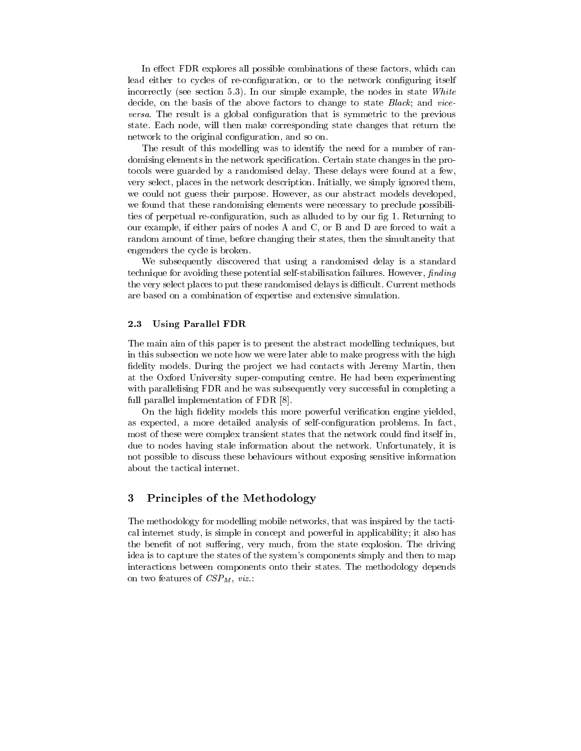In effect FDR explores all possible combinations of these factors, which can lead either to cycles of re-configuration, or to the network configuring itself incorrectly (see section 5.3). In our simple example, the nodes in state *White* decide, on the basis of the above factors to change to state *Black*; and *vice-versa*. The result is a global configuration that is symmetric to the previous state. Each node, will then make corresponding state changes that return the network to the original configuration, and so on.

The result of this modelling was to identify the need for a number of randomising elements in the network specification. Certain state changes in the protocols were guarded by a randomised delay. These delays were found at a few, very select, places in the network description. Initially, we simply ignored them, we could not guess their purpose. However, as our abstract models developed, we found that these randomising elements were necessary to preclude possibilities of perpetual re-configuration, such as alluded to by our fig 1. Returning to our example, if either pairs of nodes A and C, or B and D are forced to wait a random amount of time, before changing their states, then the simultaneity that engenders the cycle is broken.

We subsequently discovered that using a randomised delay is a standard technique for avoiding these potential self-stabilisation failures. However, *finding* the very select places to put these randomised delays is difficult. Current methods are based on a combination of expertise and extensive simulation.

### 2.3 Using Parallel FDR

The main aim of this paper is to present the abstract modelling techniques, but in this subsection we note how we were later able to make progress with the high fidelity models. During the project we had contacts with Jeremy Martin, then at the Oxford University super-computing centre. He had been experimenting with parallelising FDR and he was subsequently very successful in completing a full parallel implementation of FDR [8].

On the high fidelity models this more powerful verification engine yielded, as expected, a more detailed analysis of self-configuration problems. In fact, most of these were complex transient states that the network could find itself in, due to nodes having stale information about the network. Unfortunately, it is not possible to discuss these behaviours without exposing sensitive information about the tactical internet.

## 3 Principles of the Methodology

The methodology for modelling mobile networks, that was inspired by the tactical internet study, is simple in concept and powerful in applicability; it also has the benefit of not suffering, very much, from the state explosion. The driving idea is to capture the states of the system's components simply and then to map interactions between components onto their states. The methodology depends on two features of $CSP_M$, *viz.*: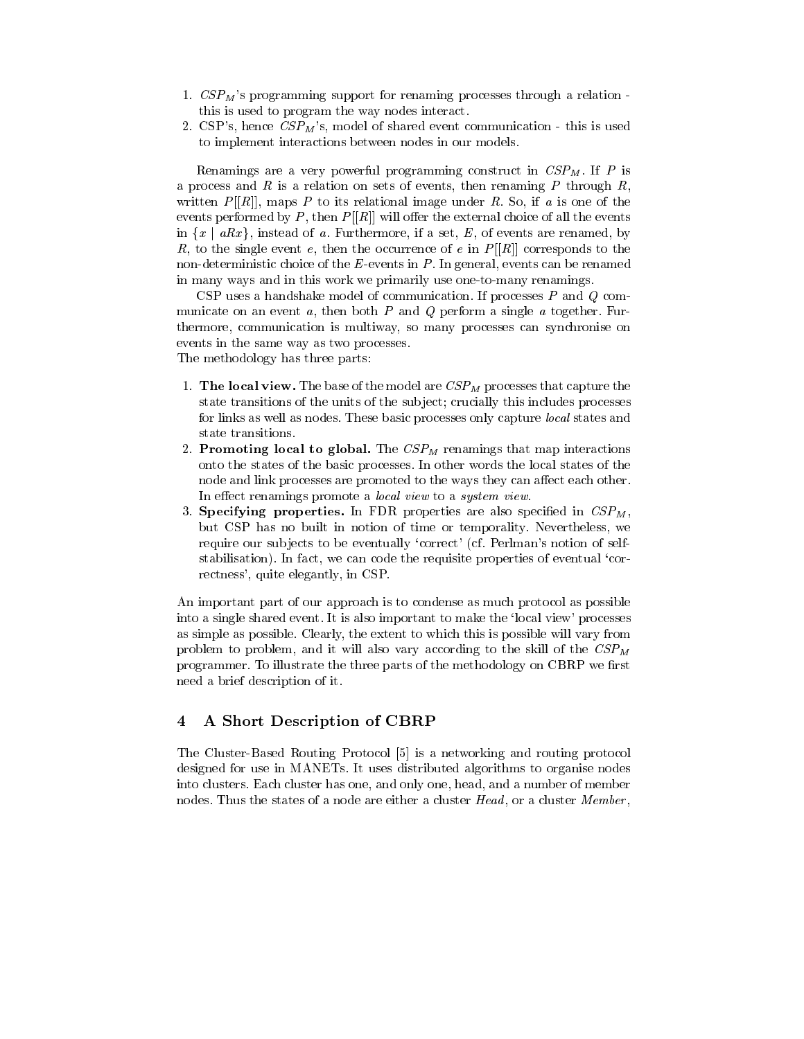1. $CSP_M$'s programming support for renaming processes through a relation - this is used to program the way nodes interact.
2. CSP's, hence $CSP_M$'s, model of shared event communication - this is used to implement interactions between nodes in our models.

Renamings are a very powerful programming construct in $CSP_M$. If $P$ is a process and $R$ is a relation on sets of events, then renaming $P$ through $R$, written $P[[R]]$, maps $P$ to its relational image under $R$. So, if $a$ is one of the events performed by $P$, then $P[[R]]$ will offer the external choice of all the events in $\{x \mid aRx\}$, instead of $a$. Furthermore, if a set, $E$, of events are renamed, by $R$, to the single event $e$, then the occurrence of $e$ in $P[[R]]$ corresponds to the non-deterministic choice of the $E$-events in $P$. In general, events can be renamed in many ways and in this work we primarily use one-to-many renamings.

CSP uses a handshake model of communication. If processes $P$ and $Q$ communicate on an event $a$, then both $P$ and $Q$ perform a single $a$ together. Furthermore, communication is multiway, so many processes can synchronise on events in the same way as two processes.
The methodology has three parts:

1. **The local view.** The base of the model are $CSP_M$ processes that capture the state transitions of the units of the subject; crucially this includes processes for links as well as nodes. These basic processes only capture *local* states and state transitions.
2. **Promoting local to global.** The $CSP_M$ renamings that map interactions onto the states of the basic processes. In other words the local states of the node and link processes are promoted to the ways they can affect each other. In effect renamings promote a *local view* to a *system view*.
3. **Specifying properties.** In FDR properties are also specified in $CSP_M$, but CSP has no built in notion of time or temporality. Nevertheless, we require our subjects to be eventually 'correct' (cf. Perlman's notion of self-stabilisation). In fact, we can code the requisite properties of eventual 'correctness', quite elegantly, in CSP.

An important part of our approach is to condense as much protocol as possible into a single shared event. It is also important to make the 'local view' processes as simple as possible. Clearly, the extent to which this is possible will vary from problem to problem, and it will also vary according to the skill of the $CSP_M$ programmer. To illustrate the three parts of the methodology on CBRP we first need a brief description of it.

## 4 A Short Description of CBRP

The Cluster-Based Routing Protocol [5] is a networking and routing protocol designed for use in MANETs. It uses distributed algorithms to organise nodes into clusters. Each cluster has one, and only one, head, and a number of member nodes. Thus the states of a node are either a cluster *Head*, or a cluster *Member*,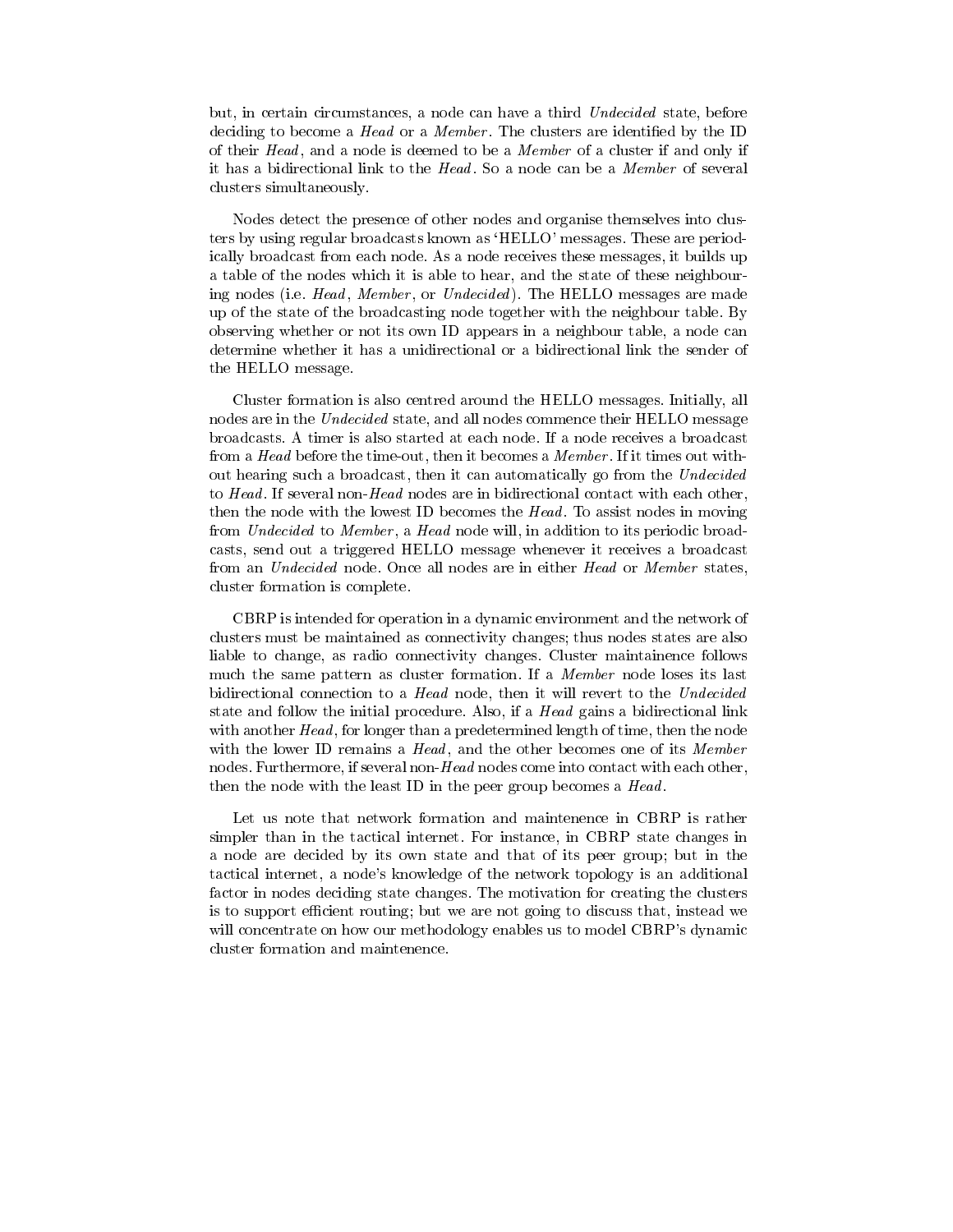but, in certain circumstances, a node can have a third *Undecided* state, before deciding to become a *Head* or a *Member*. The clusters are identified by the ID of their *Head*, and a node is deemed to be a *Member* of a cluster if and only if it has a bidirectional link to the *Head*. So a node can be a *Member* of several clusters simultaneously.

Nodes detect the presence of other nodes and organise themselves into clusters by using regular broadcasts known as 'HELLO' messages. These are periodically broadcast from each node. As a node receives these messages, it builds up a table of the nodes which it is able to hear, and the state of these neighbouring nodes (i.e. *Head*, *Member*, or *Undecided*). The HELLO messages are made up of the state of the broadcasting node together with the neighbour table. By observing whether or not its own ID appears in a neighbour table, a node can determine whether it has a unidirectional or a bidirectional link the sender of the HELLO message.

Cluster formation is also centred around the HELLO messages. Initially, all nodes are in the *Undecided* state, and all nodes commence their HELLO message broadcasts. A timer is also started at each node. If a node receives a broadcast from a *Head* before the time-out, then it becomes a *Member*. If it times out without hearing such a broadcast, then it can automatically go from the *Undecided* to *Head*. If several non-*Head* nodes are in bidirectional contact with each other, then the node with the lowest ID becomes the *Head*. To assist nodes in moving from *Undecided* to *Member*, a *Head* node will, in addition to its periodic broadcasts, send out a triggered HELLO message whenever it receives a broadcast from an *Undecided* node. Once all nodes are in either *Head* or *Member* states, cluster formation is complete.

CBRP is intended for operation in a dynamic environment and the network of clusters must be maintained as connectivity changes; thus nodes states are also liable to change, as radio connectivity changes. Cluster maintainence follows much the same pattern as cluster formation. If a *Member* node loses its last bidirectional connection to a *Head* node, then it will revert to the *Undecided* state and follow the initial procedure. Also, if a *Head* gains a bidirectional link with another *Head*, for longer than a predetermined length of time, then the node with the lower ID remains a *Head*, and the other becomes one of its *Member* nodes. Furthermore, if several non-*Head* nodes come into contact with each other, then the node with the least ID in the peer group becomes a *Head*.

Let us note that network formation and maintenence in CBRP is rather simpler than in the tactical internet. For instance, in CBRP state changes in a node are decided by its own state and that of its peer group; but in the tactical internet, a node's knowledge of the network topology is an additional factor in nodes deciding state changes. The motivation for creating the clusters is to support efficient routing; but we are not going to discuss that, instead we will concentrate on how our methodology enables us to model CBRP's dynamic cluster formation and maintenence.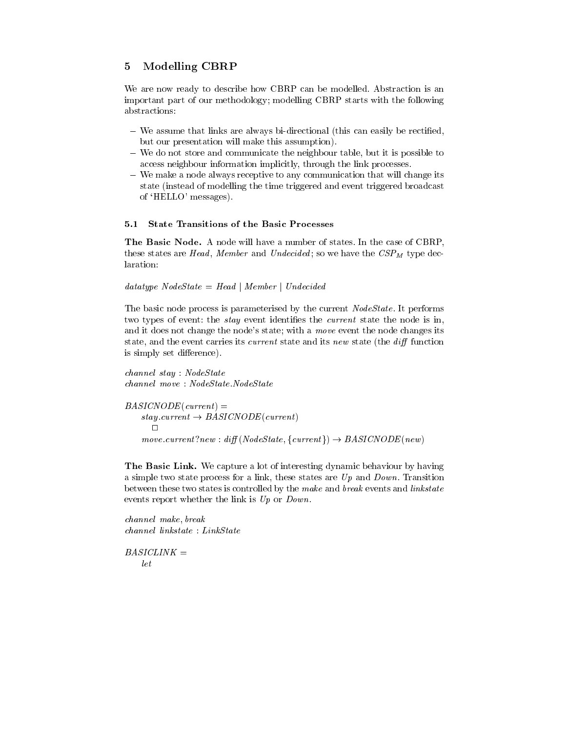## 5 Modelling CBRP

We are now ready to describe how CBRP can be modelled. Abstraction is an important part of our methodology; modelling CBRP starts with the following abstractions:

– We assume that links are always bi-directional (this can easily be rectified, but our presentation will make this assumption).
– We do not store and communicate the neighbour table, but it is possible to access neighbour information implicitly, through the link processes.
– We make a node always receptive to any communication that will change its state (instead of modelling the time triggered and event triggered broadcast of 'HELLO' messages).

### 5.1 State Transitions of the Basic Processes

**The Basic Node.** A node will have a number of states. In the case of CBRP, these states are *Head*, *Member* and *Undecided*; so we have the $CSP_M$ type declaration:

*datatype NodeState = Head | Member | Undecided*

The basic node process is parameterised by the current *NodeState*. It performs two types of event: the *stay* event identifies the *current* state the node is in, and it does not change the node's state; with a *move* event the node changes its state, and the event carries its *current* state and its *new* state (the *diff* function is simply set difference).

```
channel stay : NodeState
channel move : NodeState.NodeState

BASICNODE(current) =
    stay.current → BASICNODE(current)
      □
    move.current?new : diff(NodeState, {current}) → BASICNODE(new)
```

**The Basic Link.** We capture a lot of interesting dynamic behaviour by having a simple two state process for a link, these states are *Up* and *Down*. Transition between these two states is controlled by the *make* and *break* events and *linkstate* events report whether the link is *Up* or *Down*.

```
channel make, break
channel linkstate : LinkState

BASICLINK =
    let
```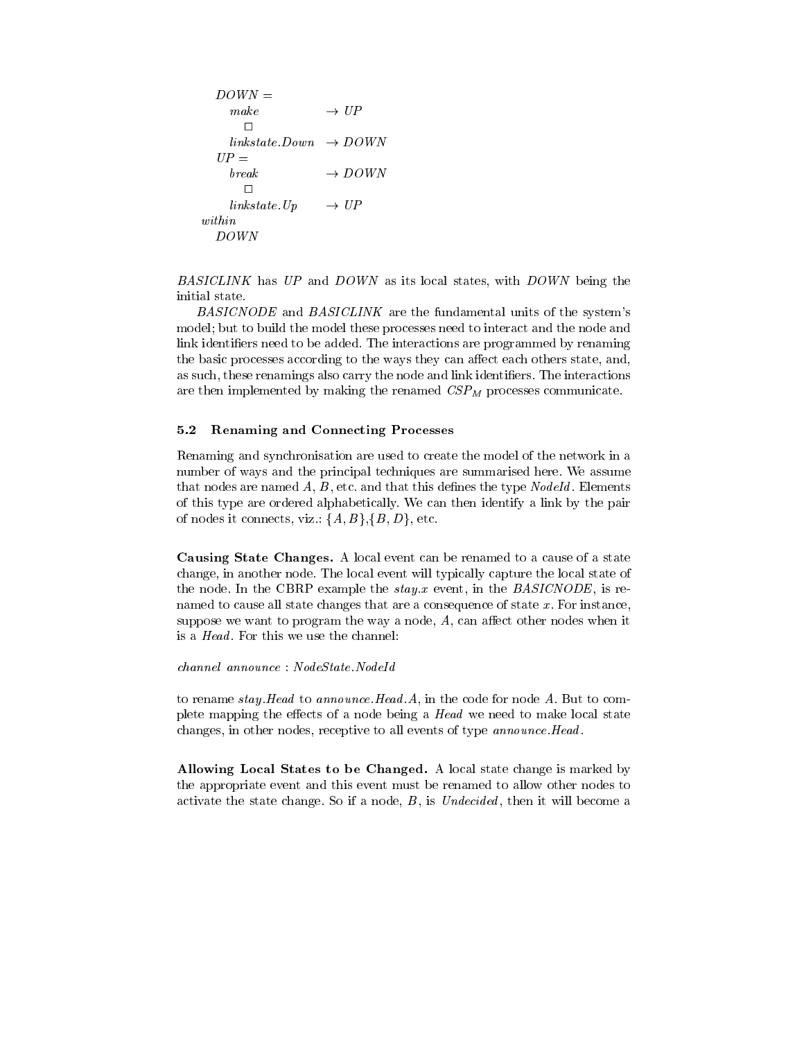```
    DOWN =
      make              → UP
        □
      linkstate.Down    → DOWN
    UP =
      break             → DOWN
        □
      linkstate.Up      → UP
  within
    DOWN
```

*BASICLINK* has *UP* and *DOWN* as its local states, with *DOWN* being the initial state.

*BASICNODE* and *BASICLINK* are the fundamental units of the system's model; but to build the model these processes need to interact and the node and link identifiers need to be added. The interactions are programmed by renaming the basic processes according to the ways they can affect each others state, and, as such, these renamings also carry the node and link identifiers. The interactions are then implemented by making the renamed $CSP_M$ processes communicate.

### 5.2 Renaming and Connecting Processes

Renaming and synchronisation are used to create the model of the network in a number of ways and the principal techniques are summarised here. We assume that nodes are named $A$, $B$, etc. and that this defines the type *NodeId*. Elements of this type are ordered alphabetically. We can then identify a link by the pair of nodes it connects, viz.: $\{A, B\}$,$\{B, D\}$, etc.

**Causing State Changes.** A local event can be renamed to a cause of a state change, in another node. The local event will typically capture the local state of the node. In the CBRP example the *stay.x* event, in the *BASICNODE*, is renamed to cause all state changes that are a consequence of state $x$. For instance, suppose we want to program the way a node, $A$, can affect other nodes when it is a *Head*. For this we use the channel:

*channel announce* : *NodeState.NodeId*

to rename *stay.Head* to *announce.Head.A*, in the code for node $A$. But to complete mapping the effects of a node being a *Head* we need to make local state changes, in other nodes, receptive to all events of type *announce.Head*.

**Allowing Local States to be Changed.** A local state change is marked by the appropriate event and this event must be renamed to allow other nodes to activate the state change. So if a node, $B$, is *Undecided*, then it will become a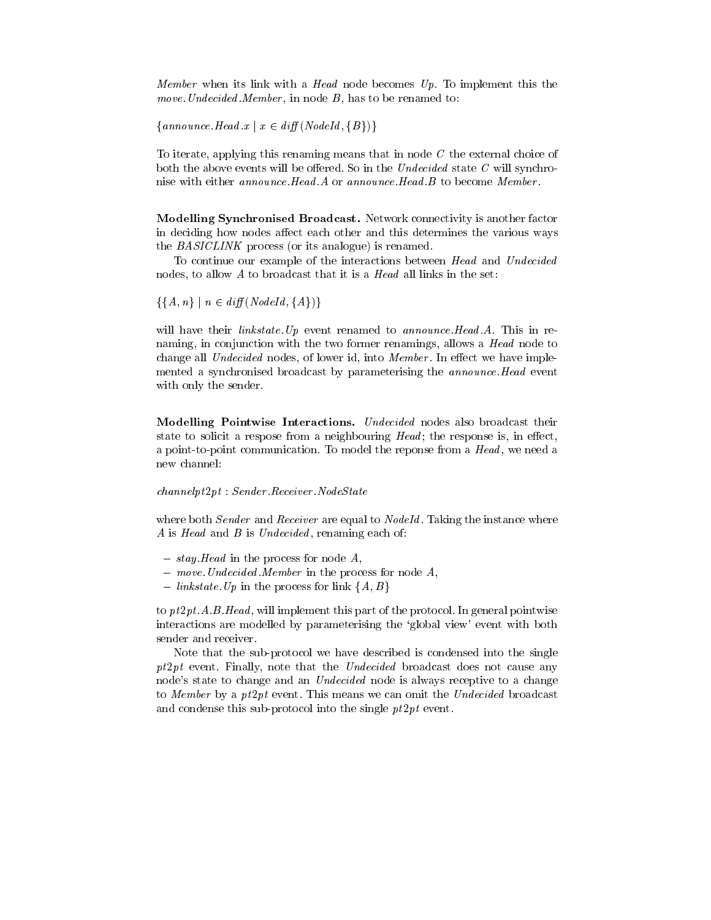*Member* when its link with a *Head* node becomes *Up*. To implement this the *move.Undecided.Member*, in node $B$, has to be renamed to:

$$\{announce.Head.x \mid x \in \mathit{diff}(NodeId, \{B\})\}$$

To iterate, applying this renaming means that in node $C$ the external choice of both the above events will be offered. So in the *Undecided* state $C$ will synchronise with either *announce.Head.A* or *announce.Head.B* to become *Member*.

**Modelling Synchronised Broadcast.** Network connectivity is another factor in deciding how nodes affect each other and this determines the various ways the *BASICLINK* process (or its analogue) is renamed.

To continue our example of the interactions between *Head* and *Undecided* nodes, to allow $A$ to broadcast that it is a *Head* all links in the set:

$$\{\{A, n\} \mid n \in \mathit{diff}(NodeId, \{A\})\}$$

will have their *linkstate.Up* event renamed to *announce.Head.A*. This in renaming, in conjunction with the two former renamings, allows a *Head* node to change all *Undecided* nodes, of lower id, into *Member*. In effect we have implemented a synchronised broadcast by parameterising the *announce.Head* event with only the sender.

**Modelling Pointwise Interactions.** *Undecided* nodes also broadcast their state to solicit a respose from a neighbouring *Head*; the response is, in effect, a point-to-point communication. To model the reponse from a *Head*, we need a new channel:

$$channel pt2pt : Sender.Receiver.NodeState$$

where both *Sender* and *Receiver* are equal to *NodeId*. Taking the instance where $A$ is *Head* and $B$ is *Undecided*, renaming each of:

- *stay.Head* in the process for node $A$,
- *move.Undecided.Member* in the process for node $A$,
- *linkstate.Up* in the process for link $\{A, B\}$

to *pt2pt.A.B.Head*, will implement this part of the protocol. In general pointwise interactions are modelled by parameterising the 'global view' event with both sender and receiver.

Note that the sub-protocol we have described is condensed into the single *pt2pt* event. Finally, note that the *Undecided* broadcast does not cause any node's state to change and an *Undecided* node is always receptive to a change to *Member* by a *pt2pt* event. This means we can omit the *Undecided* broadcast and condense this sub-protocol into the single *pt2pt* event.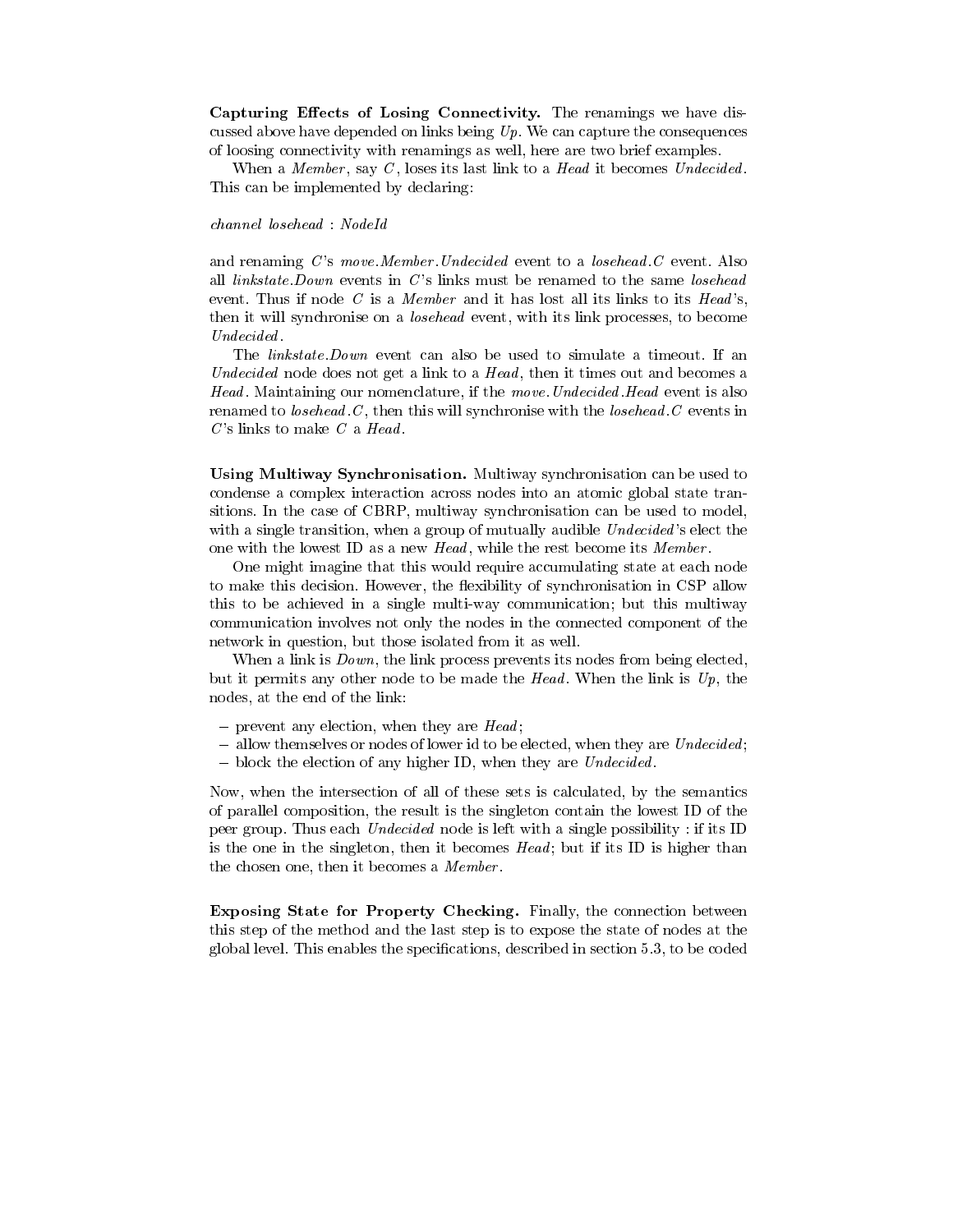**Capturing Effects of Losing Connectivity.** The renamings we have discussed above have depended on links being *Up*. We can capture the consequences of loosing connectivity with renamings as well, here are two brief examples.

When a *Member*, say *C*, loses its last link to a *Head* it becomes *Undecided*. This can be implemented by declaring:

*channel losehead : NodeId*

and renaming *C*'s *move.Member.Undecided* event to a *losehead.C* event. Also all *linkstate.Down* events in *C*'s links must be renamed to the same *losehead* event. Thus if node *C* is a *Member* and it has lost all its links to its *Head*'s, then it will synchronise on a *losehead* event, with its link processes, to become *Undecided*.

The *linkstate.Down* event can also be used to simulate a timeout. If an *Undecided* node does not get a link to a *Head*, then it times out and becomes a *Head*. Maintaining our nomenclature, if the *move.Undecided.Head* event is also renamed to *losehead.C*, then this will synchronise with the *losehead.C* events in *C*'s links to make *C* a *Head*.

**Using Multiway Synchronisation.** Multiway synchronisation can be used to condense a complex interaction across nodes into an atomic global state transitions. In the case of CBRP, multiway synchronisation can be used to model, with a single transition, when a group of mutually audible *Undecided*'s elect the one with the lowest ID as a new *Head*, while the rest become its *Member*.

One might imagine that this would require accumulating state at each node to make this decision. However, the flexibility of synchronisation in CSP allow this to be achieved in a single multi-way communication; but this multiway communication involves not only the nodes in the connected component of the network in question, but those isolated from it as well.

When a link is *Down*, the link process prevents its nodes from being elected, but it permits any other node to be made the *Head*. When the link is *Up*, the nodes, at the end of the link:

- prevent any election, when they are *Head*;
- allow themselves or nodes of lower id to be elected, when they are *Undecided*;
- block the election of any higher ID, when they are *Undecided*.

Now, when the intersection of all of these sets is calculated, by the semantics of parallel composition, the result is the singleton contain the lowest ID of the peer group. Thus each *Undecided* node is left with a single possibility : if its ID is the one in the singleton, then it becomes *Head*; but if its ID is higher than the chosen one, then it becomes a *Member*.

**Exposing State for Property Checking.** Finally, the connection between this step of the method and the last step is to expose the state of nodes at the global level. This enables the specifications, described in section 5.3, to be coded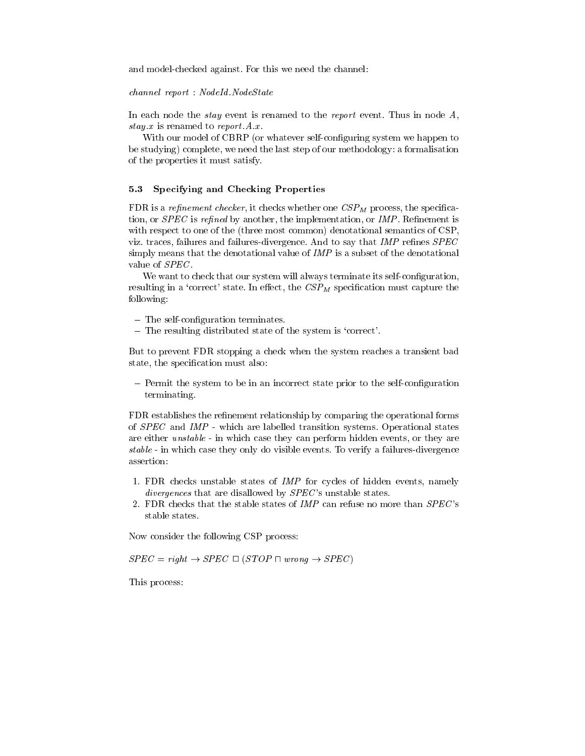and model-checked against. For this we need the channel:

*channel report : NodeId.NodeState*

In each node the *stay* event is renamed to the *report* event. Thus in node $A$, $stay.x$ is renamed to $report.A.x$.

With our model of CBRP (or whatever self-configuring system we happen to be studying) complete, we need the last step of our methodology: a formalisation of the properties it must satisfy.

### 5.3 Specifying and Checking Properties

FDR is a *refinement checker*, it checks whether one $CSP_M$ process, the specification, or *SPEC* is *refined* by another, the implementation, or *IMP*. Refinement is with respect to one of the (three most common) denotational semantics of CSP, viz. traces, failures and failures-divergence. And to say that *IMP* refines *SPEC* simply means that the denotational value of *IMP* is a subset of the denotational value of *SPEC*.

We want to check that our system will always terminate its self-configuration, resulting in a 'correct' state. In effect, the $CSP_M$ specification must capture the following:

- The self-configuration terminates.
- The resulting distributed state of the system is 'correct'.

But to prevent FDR stopping a check when the system reaches a transient bad state, the specification must also:

- Permit the system to be in an incorrect state prior to the self-configuration terminating.

FDR establishes the refinement relationship by comparing the operational forms of *SPEC* and *IMP* - which are labelled transition systems. Operational states are either *unstable* - in which case they can perform hidden events, or they are *stable* - in which case they only do visible events. To verify a failures-divergence assertion:

1. FDR checks unstable states of *IMP* for cycles of hidden events, namely *divergences* that are disallowed by *SPEC*'s unstable states.
2. FDR checks that the stable states of *IMP* can refuse no more than *SPEC*'s stable states.

Now consider the following CSP process:

$$SPEC = right \rightarrow SPEC \;\square\; (STOP \sqcap wrong \rightarrow SPEC)$$

This process: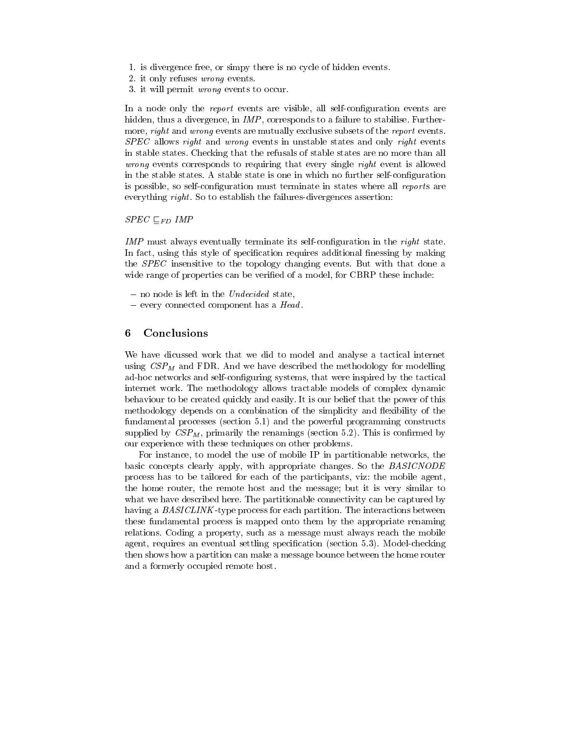1. is divergence free, or simpy there is no cycle of hidden events.
2. it only refuses *wrong* events.
3. it will permit *wrong* events to occur.

In a node only the *report* events are visible, all self-configuration events are hidden, thus a divergence, in *IMP*, corresponds to a failure to stabilise. Furthermore, *right* and *wrong* events are mutually exclusive subsets of the *report* events. *SPEC* allows *right* and *wrong* events in unstable states and only *right* events in stable states. Checking that the refusals of stable states are no more than all *wrong* events corresponds to requiring that every single *right* event is allowed in the stable states. A stable state is one in which no further self-configuration is possible, so self-configuration must terminate in states where all *report*s are everything *right*. So to establish the failures-divergences assertion:

$SPEC \sqsubseteq_{FD} IMP$

*IMP* must always eventually terminate its self-configuration in the *right* state. In fact, using this style of specification requires additional finessing by making the *SPEC* insensitive to the topology changing events. But with that done a wide range of properties can be verified of a model, for CBRP these include:

- no node is left in the *Undecided* state,
- every connected component has a *Head*.

## 6 Conclusions

We have dicussed work that we did to model and analyse a tactical internet using $CSP_M$ and FDR. And we have described the methodology for modelling ad-hoc networks and self-configuring systems, that were inspired by the tactical internet work. The methodology allows tractable models of complex dynamic behaviour to be created quickly and easily. It is our belief that the power of this methodology depends on a combination of the simplicity and flexibility of the fundamental processes (section 5.1) and the powerful programming constructs supplied by $CSP_M$, primarily the renamings (section 5.2). This is confirmed by our experience with these techniques on other problems.

For instance, to model the use of mobile IP in partitionable networks, the basic concepts clearly apply, with appropriate changes. So the *BASICNODE* process has to be tailored for each of the participants, viz: the mobile agent, the home router, the remote host and the message; but it is very similar to what we have described here. The partitionable connectivity can be captured by having a *BASICLINK*-type process for each partition. The interactions between these fundamental process is mapped onto them by the appropriate renaming relations. Coding a property, such as a message must always reach the mobile agent, requires an eventual settling specification (section 5.3). Model-checking then shows how a partition can make a message bounce between the home router and a formerly occupied remote host.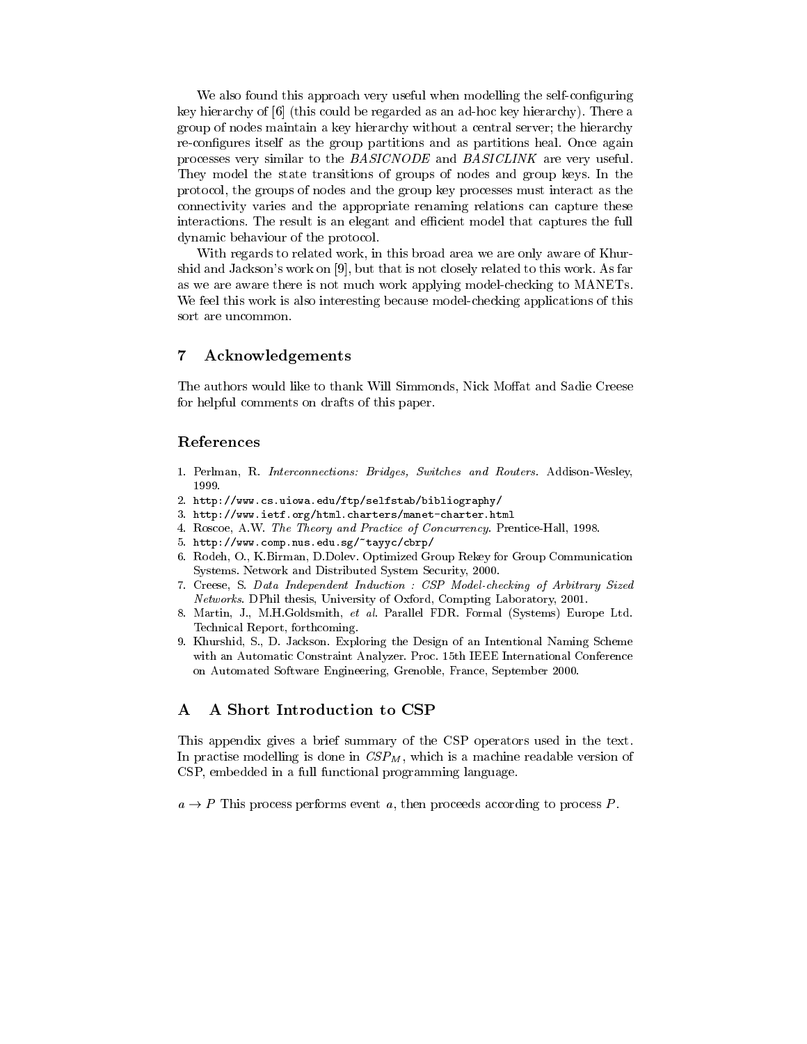We also found this approach very useful when modelling the self-configuring key hierarchy of [6] (this could be regarded as an ad-hoc key hierarchy). There a group of nodes maintain a key hierarchy without a central server; the hierarchy re-configures itself as the group partitions and as partitions heal. Once again processes very similar to the *BASICNODE* and *BASICLINK* are very useful. They model the state transitions of groups of nodes and group keys. In the protocol, the groups of nodes and the group key processes must interact as the connectivity varies and the appropriate renaming relations can capture these interactions. The result is an elegant and efficient model that captures the full dynamic behaviour of the protocol.

With regards to related work, in this broad area we are only aware of Khurshid and Jackson's work on [9], but that is not closely related to this work. As far as we are aware there is not much work applying model-checking to MANETs. We feel this work is also interesting because model-checking applications of this sort are uncommon.

## 7 Acknowledgements

The authors would like to thank Will Simmonds, Nick Moffat and Sadie Creese for helpful comments on drafts of this paper.

## References

1. Perlman, R. *Interconnections: Bridges, Switches and Routers*. Addison-Wesley, 1999.
2. `http://www.cs.uiowa.edu/ftp/selfstab/bibliography/`
3. `http://www.ietf.org/html.charters/manet-charter.html`
4. Roscoe, A.W. *The Theory and Practice of Concurrency*. Prentice-Hall, 1998.
5. `http://www.comp.nus.edu.sg/~tayyc/cbrp/`
6. Rodeh, O., K.Birman, D.Dolev. Optimized Group Rekey for Group Communication Systems. Network and Distributed System Security, 2000.
7. Creese, S. *Data Independent Induction : CSP Model-checking of Arbitrary Sized Networks*. DPhil thesis, University of Oxford, Compting Laboratory, 2001.
8. Martin, J., M.H.Goldsmith, *et al.* Parallel FDR. Formal (Systems) Europe Ltd. Technical Report, forthcoming.
9. Khurshid, S., D. Jackson. Exploring the Design of an Intentional Naming Scheme with an Automatic Constraint Analyzer. Proc. 15th IEEE International Conference on Automated Software Engineering, Grenoble, France, September 2000.

## A A Short Introduction to CSP

This appendix gives a brief summary of the CSP operators used in the text. In practise modelling is done in $CSP_M$, which is a machine readable version of CSP, embedded in a full functional programming language.

$a \rightarrow P$ This process performs event $a$, then proceeds according to process $P$.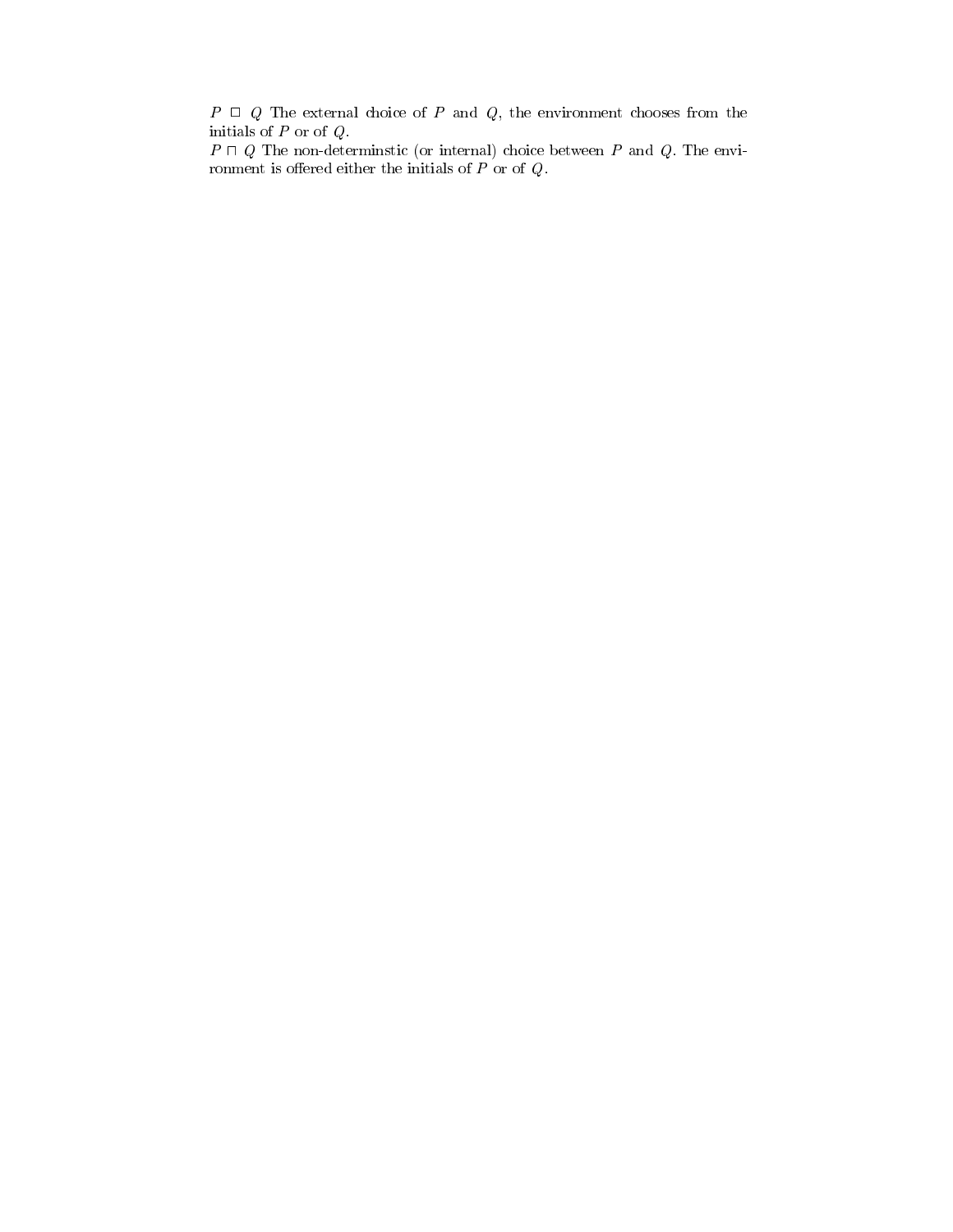$P \;\square\; Q$ The external choice of $P$ and $Q$, the environment chooses from the initials of $P$ or of $Q$.

$P \sqcap Q$ The non-determinstic (or internal) choice between $P$ and $Q$. The environment is offered either the initials of $P$ or of $Q$.